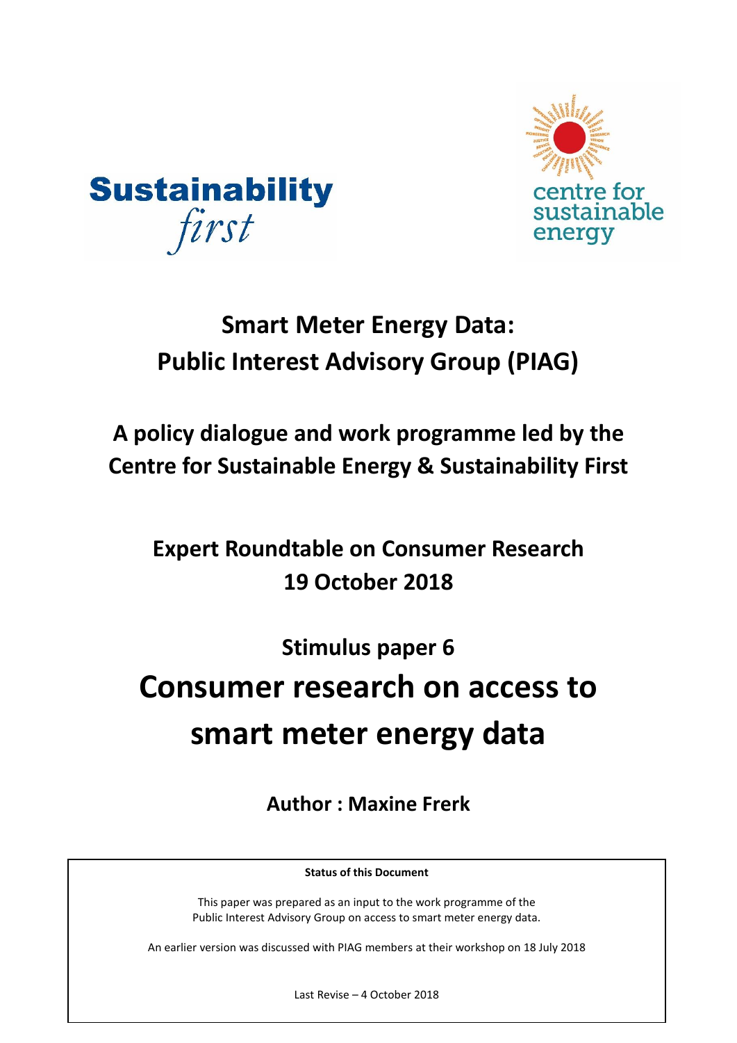Sustainability first

centre for sustainable energy

# Smart Meter Energy Data: Public Interest Advisory Group (PIAG)

## A policy dialogue and work programme led by the Centre for Sustainable Energy & Sustainability First

## Expert Roundtable on Consumer Research 19 October 2018

### Stimulus paper 6

# Consumer research on access to smart meter energy data

**Author : Maxine Frerk**

**Status of this Document**

This paper was prepared as an input to the work programme of the Public Interest Advisory Group on access to smart meter energy data.

An earlier version was discussed with PIAG members at their workshop on 18 July 2018

Last Revise – 4 October 2018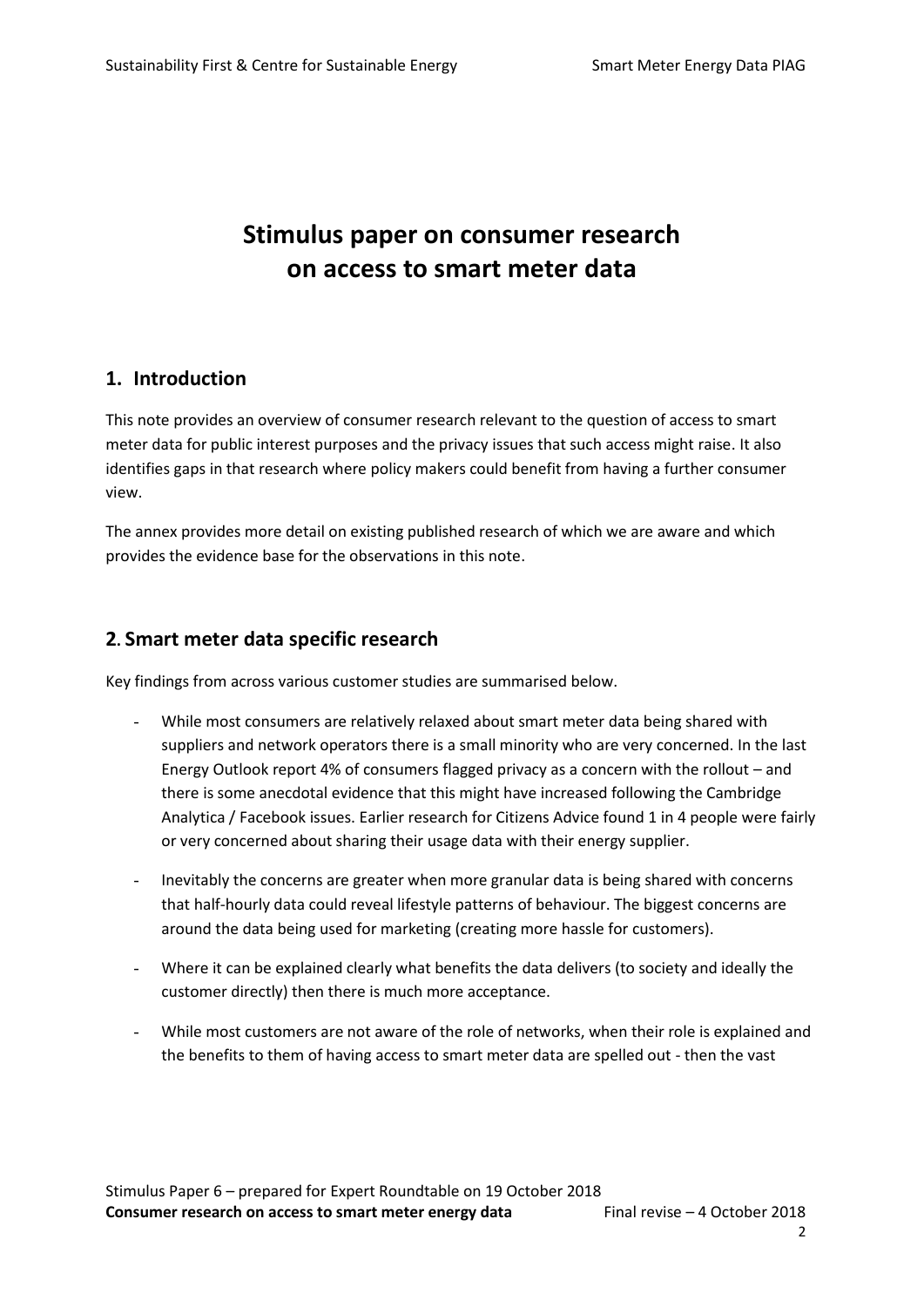# Stimulus paper on consumer research on access to smart meter data

## 1. Introduction

This note provides an overview of consumer research relevant to the question of access to smart meter data for public interest purposes and the privacy issues that such access might raise. It also identifies gaps in that research where policy makers could benefit from having a further consumer view.

The annex provides more detail on existing published research of which we are aware and which provides the evidence base for the observations in this note.

## 2. Smart meter data specific research

Key findings from across various customer studies are summarised below.

- While most consumers are relatively relaxed about smart meter data being shared with suppliers and network operators there is a small minority who are very concerned. In the last Energy Outlook report 4% of consumers flagged privacy as a concern with the rollout – and there is some anecdotal evidence that this might have increased following the Cambridge Analytica / Facebook issues. Earlier research for Citizens Advice found 1 in 4 people were fairly or very concerned about sharing their usage data with their energy supplier.
- Inevitably the concerns are greater when more granular data is being shared with concerns that half-hourly data could reveal lifestyle patterns of behaviour. The biggest concerns are around the data being used for marketing (creating more hassle for customers).
- Where it can be explained clearly what benefits the data delivers (to society and ideally the customer directly) then there is much more acceptance.
- While most customers are not aware of the role of networks, when their role is explained and the benefits to them of having access to smart meter data are spelled out - then the vast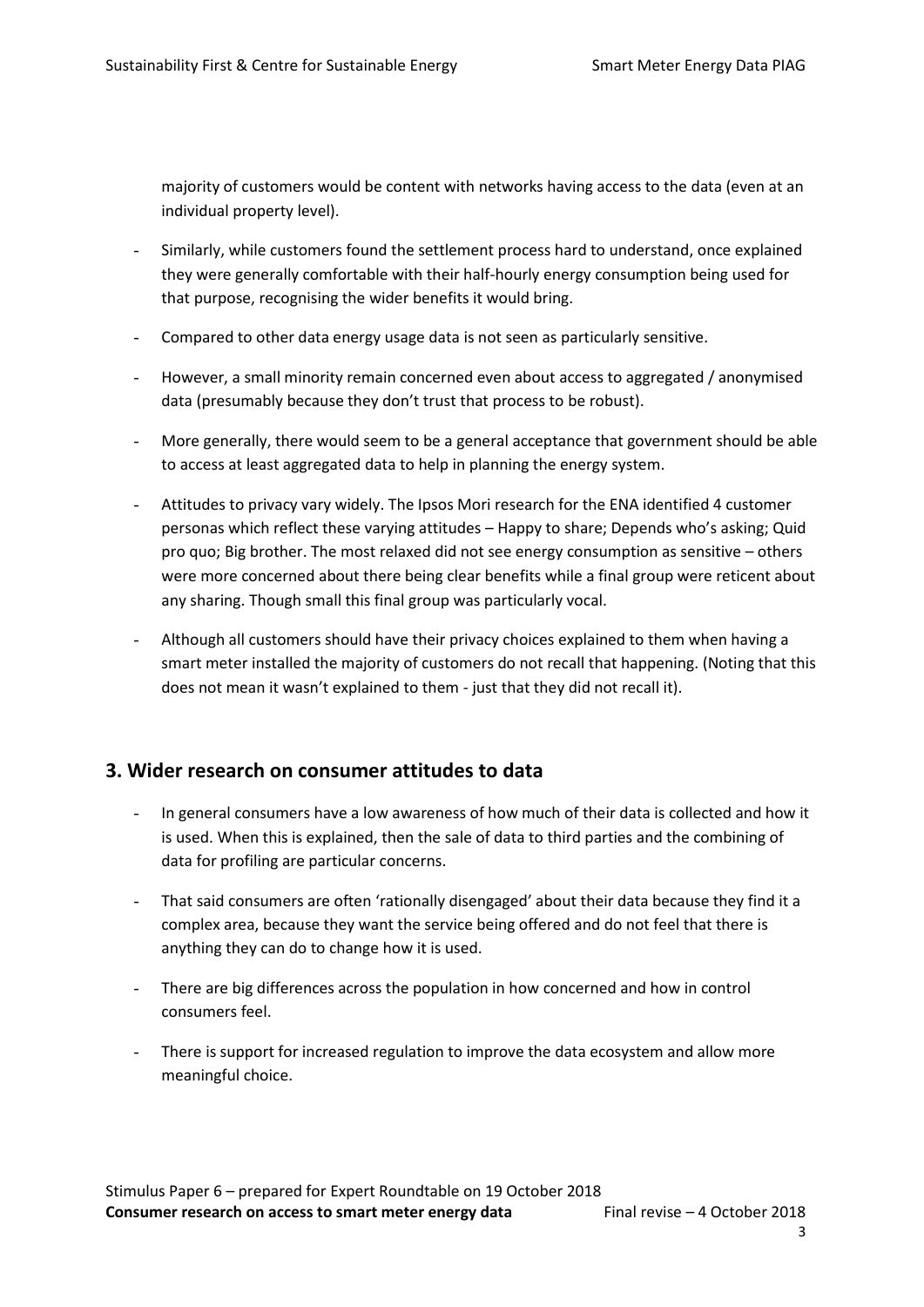majority of customers would be content with networks having access to the data (even at an individual property level).

- Similarly, while customers found the settlement process hard to understand, once explained they were generally comfortable with their half-hourly energy consumption being used for that purpose, recognising the wider benefits it would bring.
- Compared to other data energy usage data is not seen as particularly sensitive.
- However, a small minority remain concerned even about access to aggregated / anonymised data (presumably because they don't trust that process to be robust).
- More generally, there would seem to be a general acceptance that government should be able to access at least aggregated data to help in planning the energy system.
- Attitudes to privacy vary widely. The Ipsos Mori research for the ENA identified 4 customer personas which reflect these varying attitudes – Happy to share; Depends who's asking; Quid pro quo; Big brother. The most relaxed did not see energy consumption as sensitive – others were more concerned about there being clear benefits while a final group were reticent about any sharing. Though small this final group was particularly vocal.
- Although all customers should have their privacy choices explained to them when having a smart meter installed the majority of customers do not recall that happening. (Noting that this does not mean it wasn't explained to them - just that they did not recall it).

## 3. Wider research on consumer attitudes to data

- In general consumers have a low awareness of how much of their data is collected and how it is used. When this is explained, then the sale of data to third parties and the combining of data for profiling are particular concerns.
- That said consumers are often 'rationally disengaged' about their data because they find it a complex area, because they want the service being offered and do not feel that there is anything they can do to change how it is used.
- There are big differences across the population in how concerned and how in control consumers feel.
- There is support for increased regulation to improve the data ecosystem and allow more meaningful choice.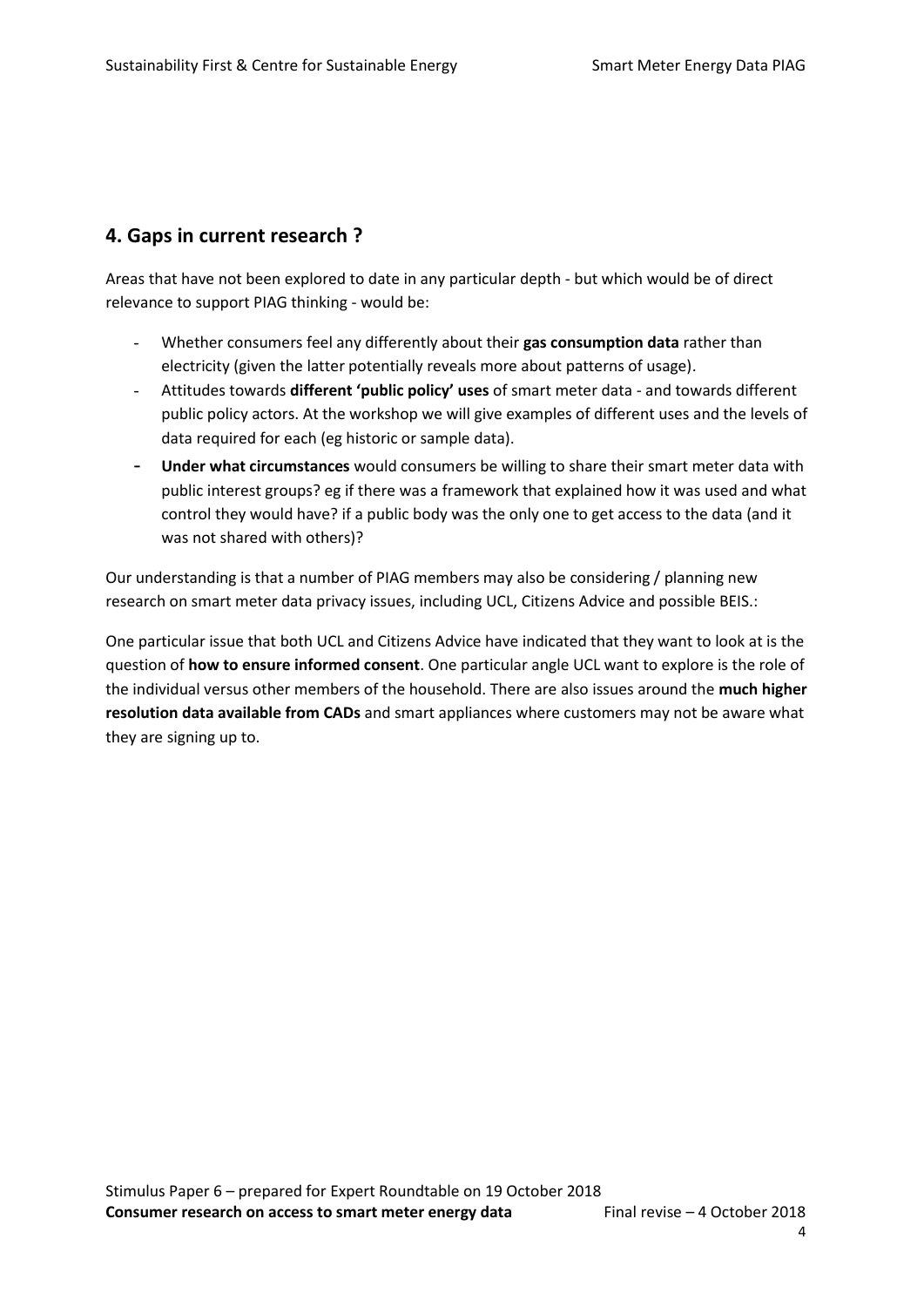## 4. Gaps in current research ?

Areas that have not been explored to date in any particular depth - but which would be of direct relevance to support PIAG thinking - would be:

- Whether consumers feel any differently about their **gas consumption data** rather than electricity (given the latter potentially reveals more about patterns of usage).
- Attitudes towards **different 'public policy' uses** of smart meter data - and towards different public policy actors. At the workshop we will give examples of different uses and the levels of data required for each (eg historic or sample data).
- **Under what circumstances** would consumers be willing to share their smart meter data with public interest groups? eg if there was a framework that explained how it was used and what control they would have? if a public body was the only one to get access to the data (and it was not shared with others)?

Our understanding is that a number of PIAG members may also be considering / planning new research on smart meter data privacy issues, including UCL, Citizens Advice and possible BEIS.:

One particular issue that both UCL and Citizens Advice have indicated that they want to look at is the question of **how to ensure informed consent**. One particular angle UCL want to explore is the role of the individual versus other members of the household. There are also issues around the **much higher resolution data available from CADs** and smart appliances where customers may not be aware what they are signing up to.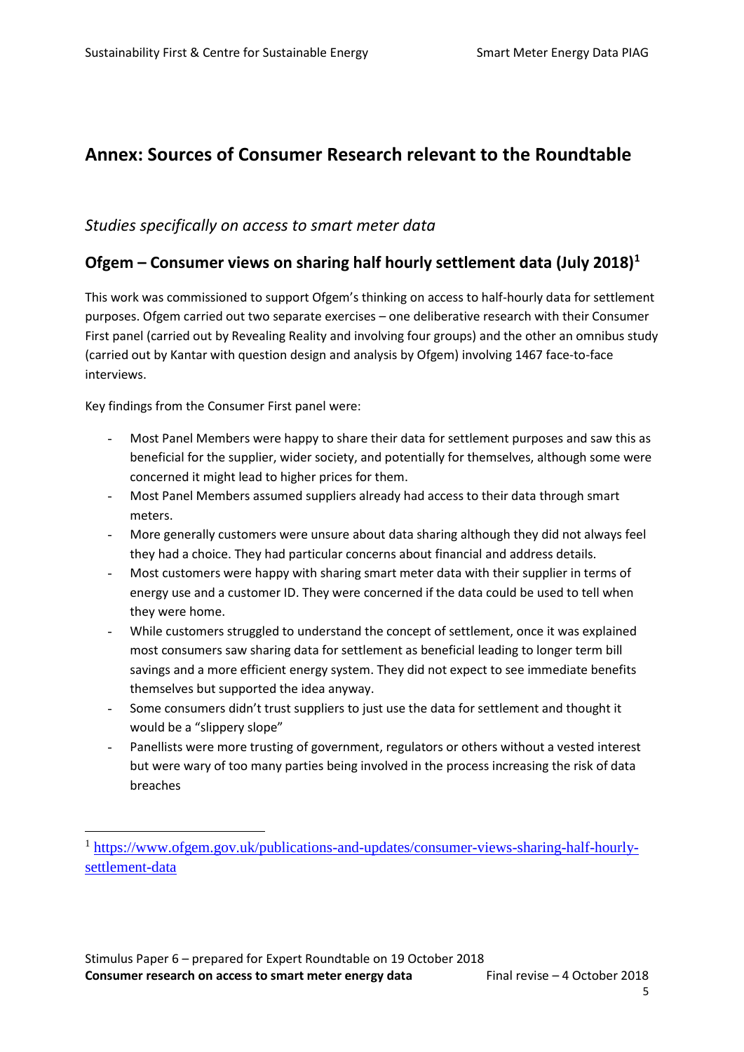# Annex: Sources of Consumer Research relevant to the Roundtable

## *Studies specifically on access to smart meter data*

### Ofgem – Consumer views on sharing half hourly settlement data (July 2018)[1]

This work was commissioned to support Ofgem's thinking on access to half-hourly data for settlement purposes. Ofgem carried out two separate exercises – one deliberative research with their Consumer First panel (carried out by Revealing Reality and involving four groups) and the other an omnibus study (carried out by Kantar with question design and analysis by Ofgem) involving 1467 face-to-face interviews.

Key findings from the Consumer First panel were:

- Most Panel Members were happy to share their data for settlement purposes and saw this as beneficial for the supplier, wider society, and potentially for themselves, although some were concerned it might lead to higher prices for them.
- Most Panel Members assumed suppliers already had access to their data through smart meters.
- More generally customers were unsure about data sharing although they did not always feel they had a choice. They had particular concerns about financial and address details.
- Most customers were happy with sharing smart meter data with their supplier in terms of energy use and a customer ID. They were concerned if the data could be used to tell when they were home.
- While customers struggled to understand the concept of settlement, once it was explained most consumers saw sharing data for settlement as beneficial leading to longer term bill savings and a more efficient energy system. They did not expect to see immediate benefits themselves but supported the idea anyway.
- Some consumers didn't trust suppliers to just use the data for settlement and thought it would be a "slippery slope"
- Panellists were more trusting of government, regulators or others without a vested interest but were wary of too many parties being involved in the process increasing the risk of data breaches

[1] https://www.ofgem.gov.uk/publications-and-updates/consumer-views-sharing-half-hourly-settlement-data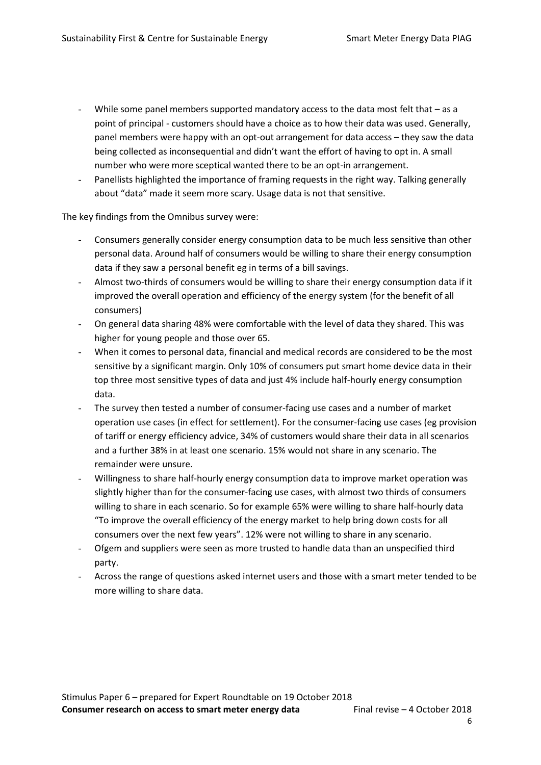- While some panel members supported mandatory access to the data most felt that – as a point of principal - customers should have a choice as to how their data was used. Generally, panel members were happy with an opt-out arrangement for data access – they saw the data being collected as inconsequential and didn't want the effort of having to opt in. A small number who were more sceptical wanted there to be an opt-in arrangement.
- Panellists highlighted the importance of framing requests in the right way. Talking generally about "data" made it seem more scary. Usage data is not that sensitive.

The key findings from the Omnibus survey were:

- Consumers generally consider energy consumption data to be much less sensitive than other personal data. Around half of consumers would be willing to share their energy consumption data if they saw a personal benefit eg in terms of a bill savings.
- Almost two-thirds of consumers would be willing to share their energy consumption data if it improved the overall operation and efficiency of the energy system (for the benefit of all consumers)
- On general data sharing 48% were comfortable with the level of data they shared. This was higher for young people and those over 65.
- When it comes to personal data, financial and medical records are considered to be the most sensitive by a significant margin. Only 10% of consumers put smart home device data in their top three most sensitive types of data and just 4% include half-hourly energy consumption data.
- The survey then tested a number of consumer-facing use cases and a number of market operation use cases (in effect for settlement). For the consumer-facing use cases (eg provision of tariff or energy efficiency advice, 34% of customers would share their data in all scenarios and a further 38% in at least one scenario. 15% would not share in any scenario. The remainder were unsure.
- Willingness to share half-hourly energy consumption data to improve market operation was slightly higher than for the consumer-facing use cases, with almost two thirds of consumers willing to share in each scenario. So for example 65% were willing to share half-hourly data "To improve the overall efficiency of the energy market to help bring down costs for all consumers over the next few years". 12% were not willing to share in any scenario.
- Ofgem and suppliers were seen as more trusted to handle data than an unspecified third party.
- Across the range of questions asked internet users and those with a smart meter tended to be more willing to share data.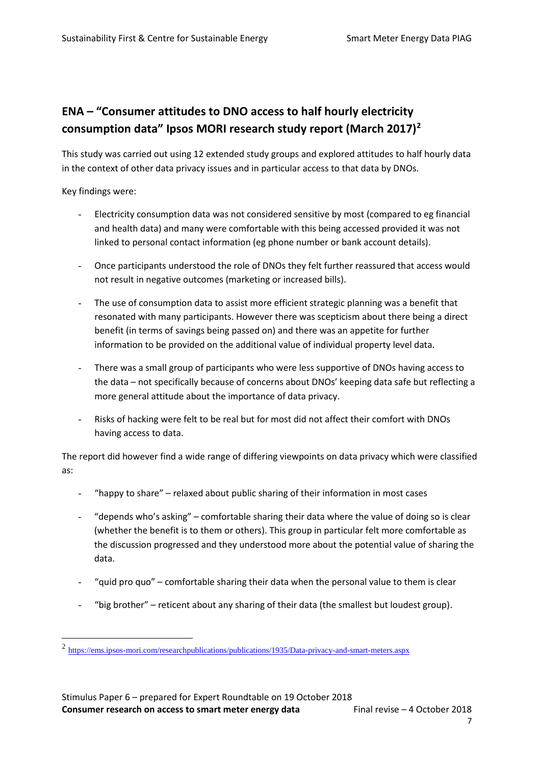## ENA – "Consumer attitudes to DNO access to half hourly electricity consumption data" Ipsos MORI research study report (March 2017)[2]

This study was carried out using 12 extended study groups and explored attitudes to half hourly data in the context of other data privacy issues and in particular access to that data by DNOs.

Key findings were:

- Electricity consumption data was not considered sensitive by most (compared to eg financial and health data) and many were comfortable with this being accessed provided it was not linked to personal contact information (eg phone number or bank account details).
- Once participants understood the role of DNOs they felt further reassured that access would not result in negative outcomes (marketing or increased bills).
- The use of consumption data to assist more efficient strategic planning was a benefit that resonated with many participants. However there was scepticism about there being a direct benefit (in terms of savings being passed on) and there was an appetite for further information to be provided on the additional value of individual property level data.
- There was a small group of participants who were less supportive of DNOs having access to the data – not specifically because of concerns about DNOs' keeping data safe but reflecting a more general attitude about the importance of data privacy.
- Risks of hacking were felt to be real but for most did not affect their comfort with DNOs having access to data.

The report did however find a wide range of differing viewpoints on data privacy which were classified as:

- "happy to share" – relaxed about public sharing of their information in most cases
- "depends who's asking" – comfortable sharing their data where the value of doing so is clear (whether the benefit is to them or others). This group in particular felt more comfortable as the discussion progressed and they understood more about the potential value of sharing the data.
- "quid pro quo" – comfortable sharing their data when the personal value to them is clear
- "big brother" – reticent about any sharing of their data (the smallest but loudest group).

[2] https://ems.ipsos-mori.com/researchpublications/publications/1935/Data-privacy-and-smart-meters.aspx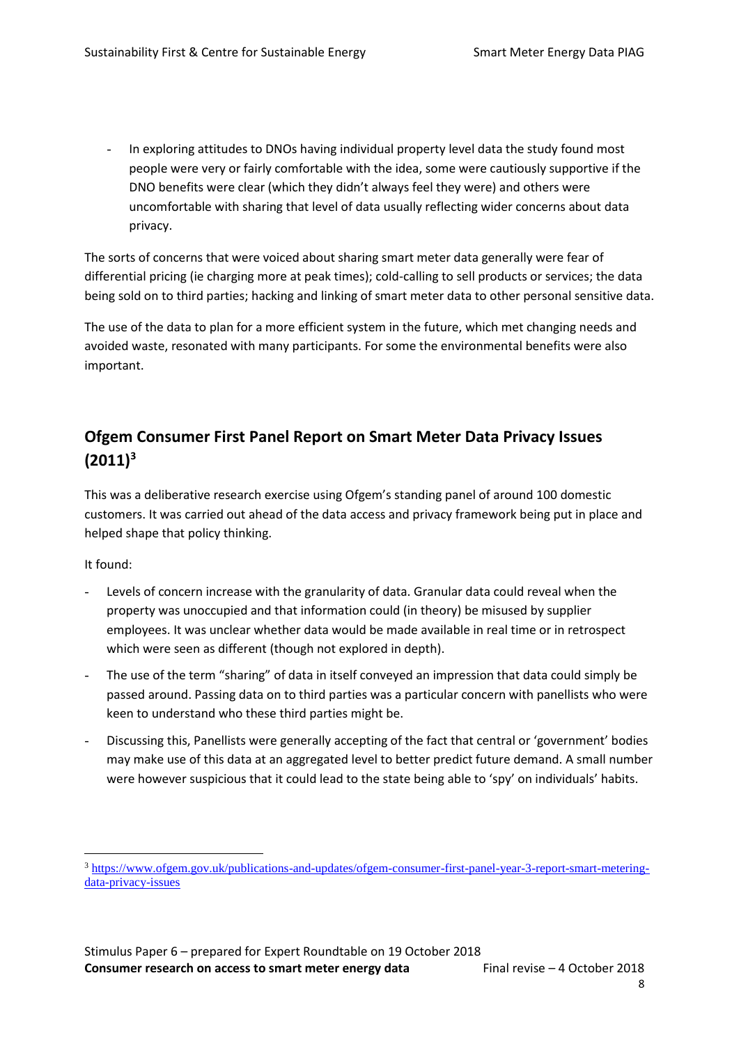- In exploring attitudes to DNOs having individual property level data the study found most people were very or fairly comfortable with the idea, some were cautiously supportive if the DNO benefits were clear (which they didn't always feel they were) and others were uncomfortable with sharing that level of data usually reflecting wider concerns about data privacy.

The sorts of concerns that were voiced about sharing smart meter data generally were fear of differential pricing (ie charging more at peak times); cold-calling to sell products or services; the data being sold on to third parties; hacking and linking of smart meter data to other personal sensitive data.

The use of the data to plan for a more efficient system in the future, which met changing needs and avoided waste, resonated with many participants. For some the environmental benefits were also important.

## Ofgem Consumer First Panel Report on Smart Meter Data Privacy Issues (2011)[3]

This was a deliberative research exercise using Ofgem's standing panel of around 100 domestic customers. It was carried out ahead of the data access and privacy framework being put in place and helped shape that policy thinking.

It found:

- Levels of concern increase with the granularity of data. Granular data could reveal when the property was unoccupied and that information could (in theory) be misused by supplier employees. It was unclear whether data would be made available in real time or in retrospect which were seen as different (though not explored in depth).
- The use of the term "sharing" of data in itself conveyed an impression that data could simply be passed around. Passing data on to third parties was a particular concern with panellists who were keen to understand who these third parties might be.
- Discussing this, Panellists were generally accepting of the fact that central or 'government' bodies may make use of this data at an aggregated level to better predict future demand. A small number were however suspicious that it could lead to the state being able to 'spy' on individuals' habits.

[3] https://www.ofgem.gov.uk/publications-and-updates/ofgem-consumer-first-panel-year-3-report-smart-metering-data-privacy-issues

Stimulus Paper 6 – prepared for Expert Roundtable on 19 October 2018
**Consumer research on access to smart meter energy data** Final revise – 4 October 2018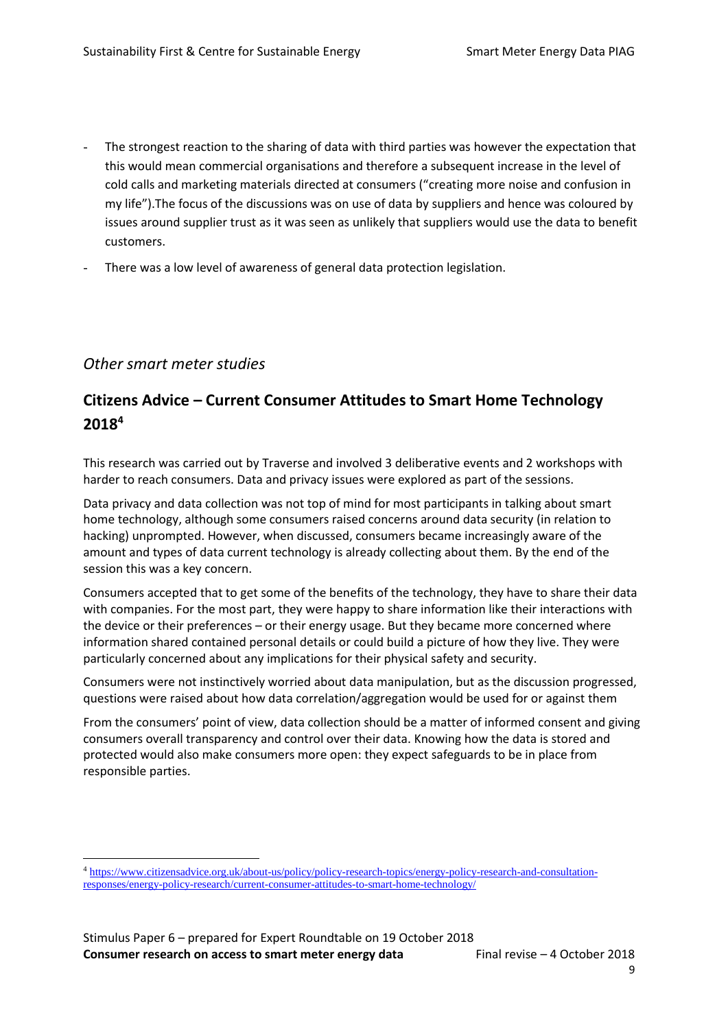- The strongest reaction to the sharing of data with third parties was however the expectation that this would mean commercial organisations and therefore a subsequent increase in the level of cold calls and marketing materials directed at consumers ("creating more noise and confusion in my life").The focus of the discussions was on use of data by suppliers and hence was coloured by issues around supplier trust as it was seen as unlikely that suppliers would use the data to benefit customers.
- There was a low level of awareness of general data protection legislation.

### *Other smart meter studies*

## Citizens Advice – Current Consumer Attitudes to Smart Home Technology 2018[4]

This research was carried out by Traverse and involved 3 deliberative events and 2 workshops with harder to reach consumers. Data and privacy issues were explored as part of the sessions.

Data privacy and data collection was not top of mind for most participants in talking about smart home technology, although some consumers raised concerns around data security (in relation to hacking) unprompted. However, when discussed, consumers became increasingly aware of the amount and types of data current technology is already collecting about them. By the end of the session this was a key concern.

Consumers accepted that to get some of the benefits of the technology, they have to share their data with companies. For the most part, they were happy to share information like their interactions with the device or their preferences – or their energy usage. But they became more concerned where information shared contained personal details or could build a picture of how they live. They were particularly concerned about any implications for their physical safety and security.

Consumers were not instinctively worried about data manipulation, but as the discussion progressed, questions were raised about how data correlation/aggregation would be used for or against them

From the consumers' point of view, data collection should be a matter of informed consent and giving consumers overall transparency and control over their data. Knowing how the data is stored and protected would also make consumers more open: they expect safeguards to be in place from responsible parties.

[4] https://www.citizensadvice.org.uk/about-us/policy/policy-research-topics/energy-policy-research-and-consultation-responses/energy-policy-research/current-consumer-attitudes-to-smart-home-technology/

Stimulus Paper 6 – prepared for Expert Roundtable on 19 October 2018
**Consumer research on access to smart meter energy data** Final revise – 4 October 2018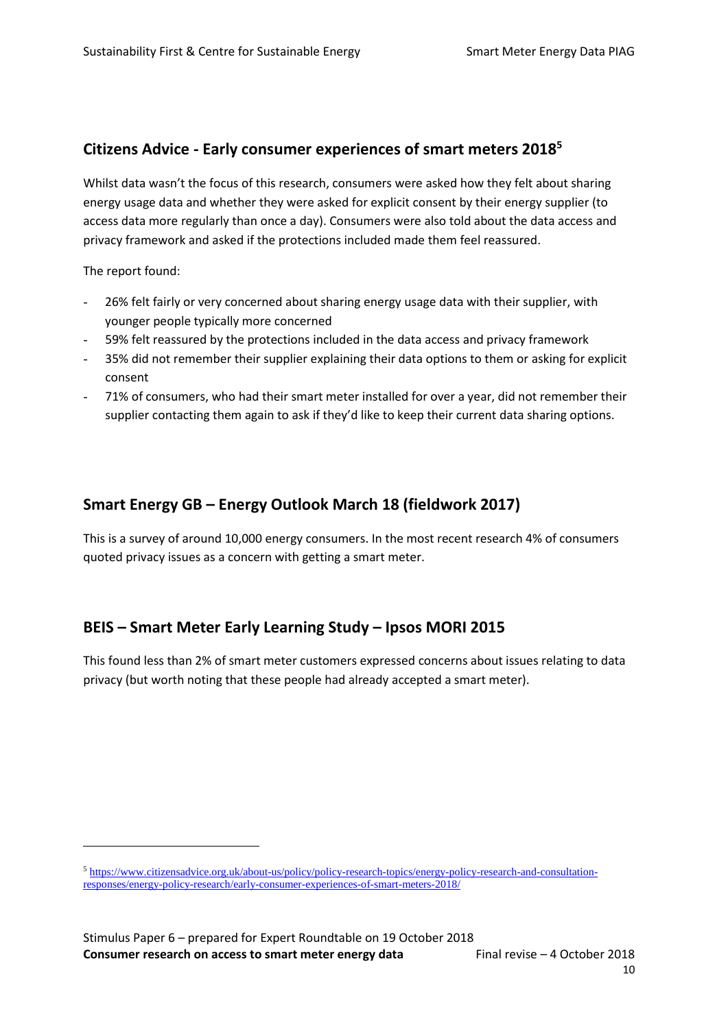## Citizens Advice - Early consumer experiences of smart meters 2018[5]

Whilst data wasn't the focus of this research, consumers were asked how they felt about sharing energy usage data and whether they were asked for explicit consent by their energy supplier (to access data more regularly than once a day). Consumers were also told about the data access and privacy framework and asked if the protections included made them feel reassured.

The report found:

- 26% felt fairly or very concerned about sharing energy usage data with their supplier, with younger people typically more concerned
- 59% felt reassured by the protections included in the data access and privacy framework
- 35% did not remember their supplier explaining their data options to them or asking for explicit consent
- 71% of consumers, who had their smart meter installed for over a year, did not remember their supplier contacting them again to ask if they'd like to keep their current data sharing options.

## Smart Energy GB – Energy Outlook March 18 (fieldwork 2017)

This is a survey of around 10,000 energy consumers. In the most recent research 4% of consumers quoted privacy issues as a concern with getting a smart meter.

## BEIS – Smart Meter Early Learning Study – Ipsos MORI 2015

This found less than 2% of smart meter customers expressed concerns about issues relating to data privacy (but worth noting that these people had already accepted a smart meter).

[5] https://www.citizensadvice.org.uk/about-us/policy/policy-research-topics/energy-policy-research-and-consultation-responses/energy-policy-research/early-consumer-experiences-of-smart-meters-2018/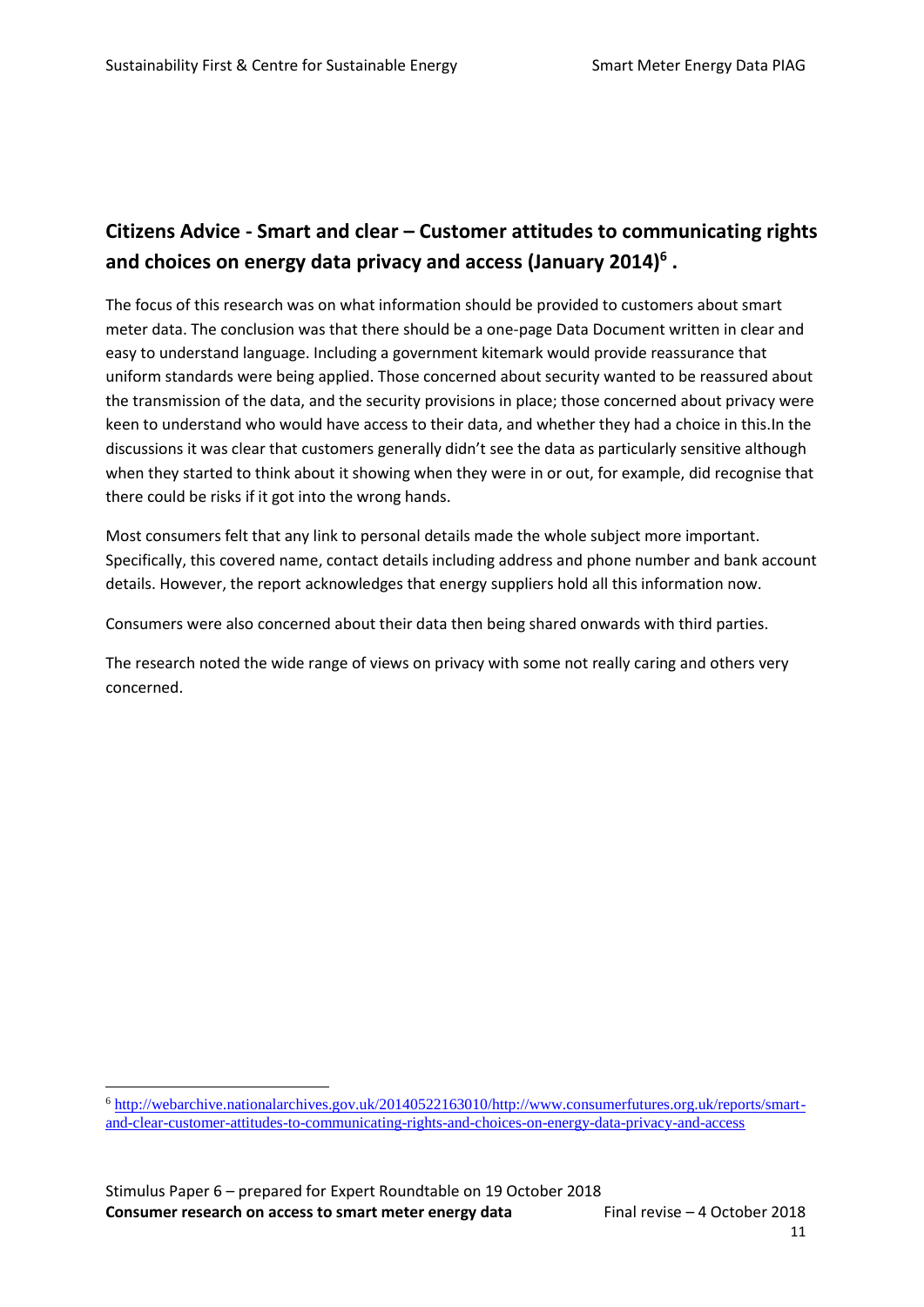## Citizens Advice - Smart and clear – Customer attitudes to communicating rights and choices on energy data privacy and access (January 2014)[6] .

The focus of this research was on what information should be provided to customers about smart meter data. The conclusion was that there should be a one-page Data Document written in clear and easy to understand language. Including a government kitemark would provide reassurance that uniform standards were being applied. Those concerned about security wanted to be reassured about the transmission of the data, and the security provisions in place; those concerned about privacy were keen to understand who would have access to their data, and whether they had a choice in this.In the discussions it was clear that customers generally didn't see the data as particularly sensitive although when they started to think about it showing when they were in or out, for example, did recognise that there could be risks if it got into the wrong hands.

Most consumers felt that any link to personal details made the whole subject more important. Specifically, this covered name, contact details including address and phone number and bank account details. However, the report acknowledges that energy suppliers hold all this information now.

Consumers were also concerned about their data then being shared onwards with third parties.

The research noted the wide range of views on privacy with some not really caring and others very concerned.

[6] http://webarchive.nationalarchives.gov.uk/20140522163010/http://www.consumerfutures.org.uk/reports/smart-and-clear-customer-attitudes-to-communicating-rights-and-choices-on-energy-data-privacy-and-access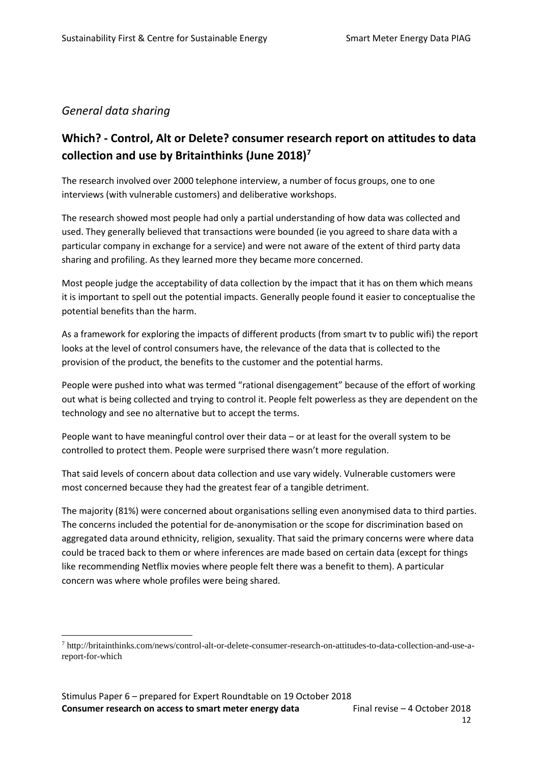## *General data sharing*

### Which? - Control, Alt or Delete? consumer research report on attitudes to data collection and use by Britainthinks (June 2018)[7]

The research involved over 2000 telephone interview, a number of focus groups, one to one interviews (with vulnerable customers) and deliberative workshops.

The research showed most people had only a partial understanding of how data was collected and used. They generally believed that transactions were bounded (ie you agreed to share data with a particular company in exchange for a service) and were not aware of the extent of third party data sharing and profiling. As they learned more they became more concerned.

Most people judge the acceptability of data collection by the impact that it has on them which means it is important to spell out the potential impacts. Generally people found it easier to conceptualise the potential benefits than the harm.

As a framework for exploring the impacts of different products (from smart tv to public wifi) the report looks at the level of control consumers have, the relevance of the data that is collected to the provision of the product, the benefits to the customer and the potential harms.

People were pushed into what was termed "rational disengagement" because of the effort of working out what is being collected and trying to control it. People felt powerless as they are dependent on the technology and see no alternative but to accept the terms.

People want to have meaningful control over their data – or at least for the overall system to be controlled to protect them. People were surprised there wasn't more regulation.

That said levels of concern about data collection and use vary widely. Vulnerable customers were most concerned because they had the greatest fear of a tangible detriment.

The majority (81%) were concerned about organisations selling even anonymised data to third parties. The concerns included the potential for de-anonymisation or the scope for discrimination based on aggregated data around ethnicity, religion, sexuality. That said the primary concerns were where data could be traced back to them or where inferences are made based on certain data (except for things like recommending Netflix movies where people felt there was a benefit to them). A particular concern was where whole profiles were being shared.

---

[7] http://britainthinks.com/news/control-alt-or-delete-consumer-research-on-attitudes-to-data-collection-and-use-a-report-for-which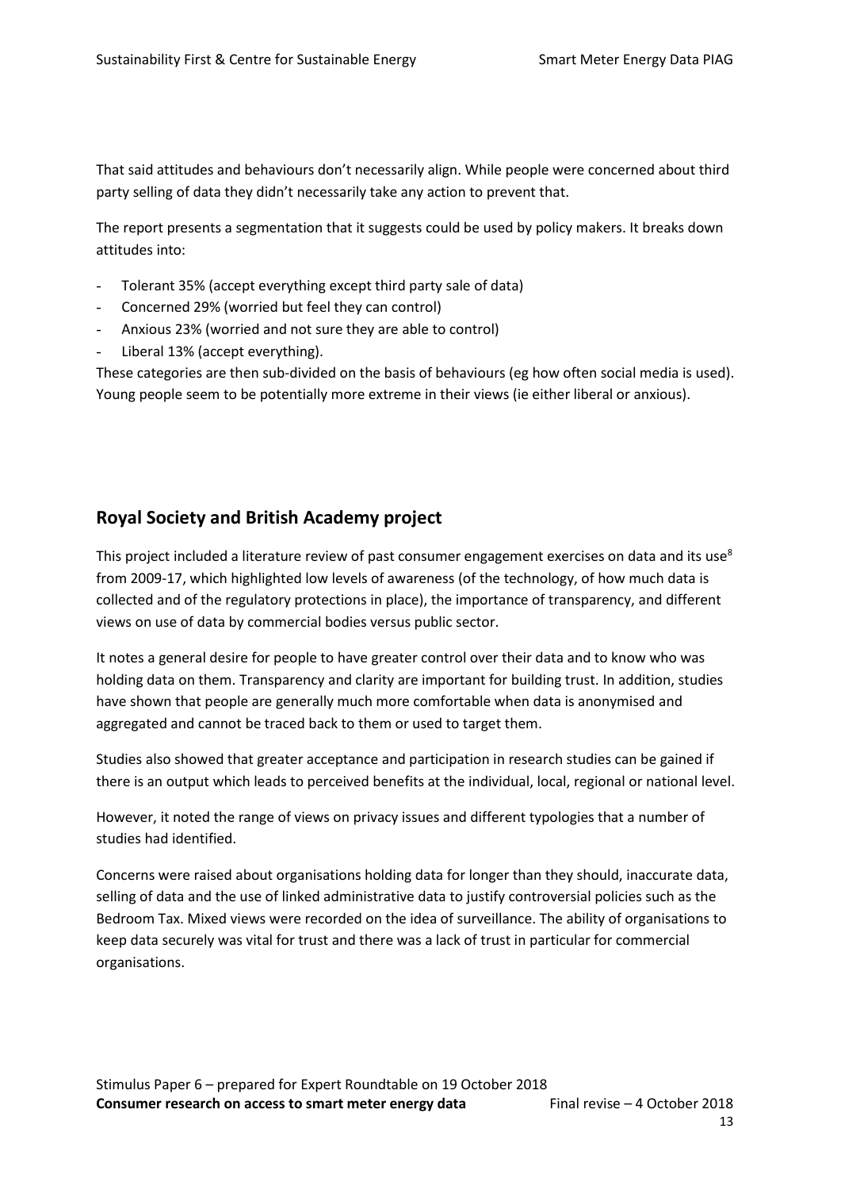That said attitudes and behaviours don't necessarily align. While people were concerned about third party selling of data they didn't necessarily take any action to prevent that.

The report presents a segmentation that it suggests could be used by policy makers. It breaks down attitudes into:

- Tolerant 35% (accept everything except third party sale of data)
- Concerned 29% (worried but feel they can control)
- Anxious 23% (worried and not sure they are able to control)
- Liberal 13% (accept everything).

These categories are then sub-divided on the basis of behaviours (eg how often social media is used). Young people seem to be potentially more extreme in their views (ie either liberal or anxious).

## Royal Society and British Academy project

This project included a literature review of past consumer engagement exercises on data and its use[8] from 2009-17, which highlighted low levels of awareness (of the technology, of how much data is collected and of the regulatory protections in place), the importance of transparency, and different views on use of data by commercial bodies versus public sector.

It notes a general desire for people to have greater control over their data and to know who was holding data on them. Transparency and clarity are important for building trust. In addition, studies have shown that people are generally much more comfortable when data is anonymised and aggregated and cannot be traced back to them or used to target them.

Studies also showed that greater acceptance and participation in research studies can be gained if there is an output which leads to perceived benefits at the individual, local, regional or national level.

However, it noted the range of views on privacy issues and different typologies that a number of studies had identified.

Concerns were raised about organisations holding data for longer than they should, inaccurate data, selling of data and the use of linked administrative data to justify controversial policies such as the Bedroom Tax. Mixed views were recorded on the idea of surveillance. The ability of organisations to keep data securely was vital for trust and there was a lack of trust in particular for commercial organisations.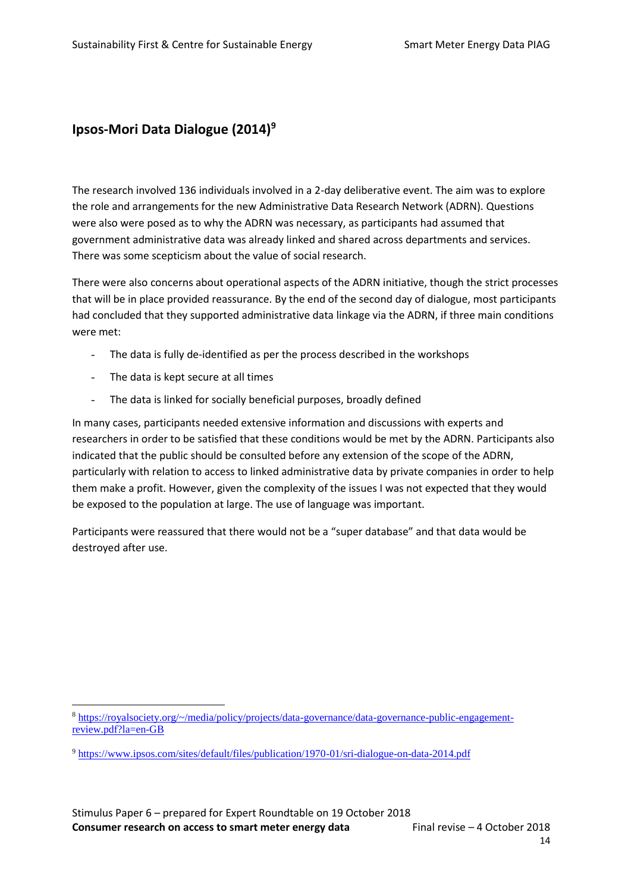## Ipsos-Mori Data Dialogue (2014)[9]

The research involved 136 individuals involved in a 2-day deliberative event. The aim was to explore the role and arrangements for the new Administrative Data Research Network (ADRN). Questions were also were posed as to why the ADRN was necessary, as participants had assumed that government administrative data was already linked and shared across departments and services. There was some scepticism about the value of social research.

There were also concerns about operational aspects of the ADRN initiative, though the strict processes that will be in place provided reassurance. By the end of the second day of dialogue, most participants had concluded that they supported administrative data linkage via the ADRN, if three main conditions were met:

- The data is fully de-identified as per the process described in the workshops
- The data is kept secure at all times
- The data is linked for socially beneficial purposes, broadly defined

In many cases, participants needed extensive information and discussions with experts and researchers in order to be satisfied that these conditions would be met by the ADRN. Participants also indicated that the public should be consulted before any extension of the scope of the ADRN, particularly with relation to access to linked administrative data by private companies in order to help them make a profit. However, given the complexity of the issues I was not expected that they would be exposed to the population at large. The use of language was important.

Participants were reassured that there would not be a "super database" and that data would be destroyed after use.

---

[8] https://royalsociety.org/~/media/policy/projects/data-governance/data-governance-public-engagement-review.pdf?la=en-GB

[9] https://www.ipsos.com/sites/default/files/publication/1970-01/sri-dialogue-on-data-2014.pdf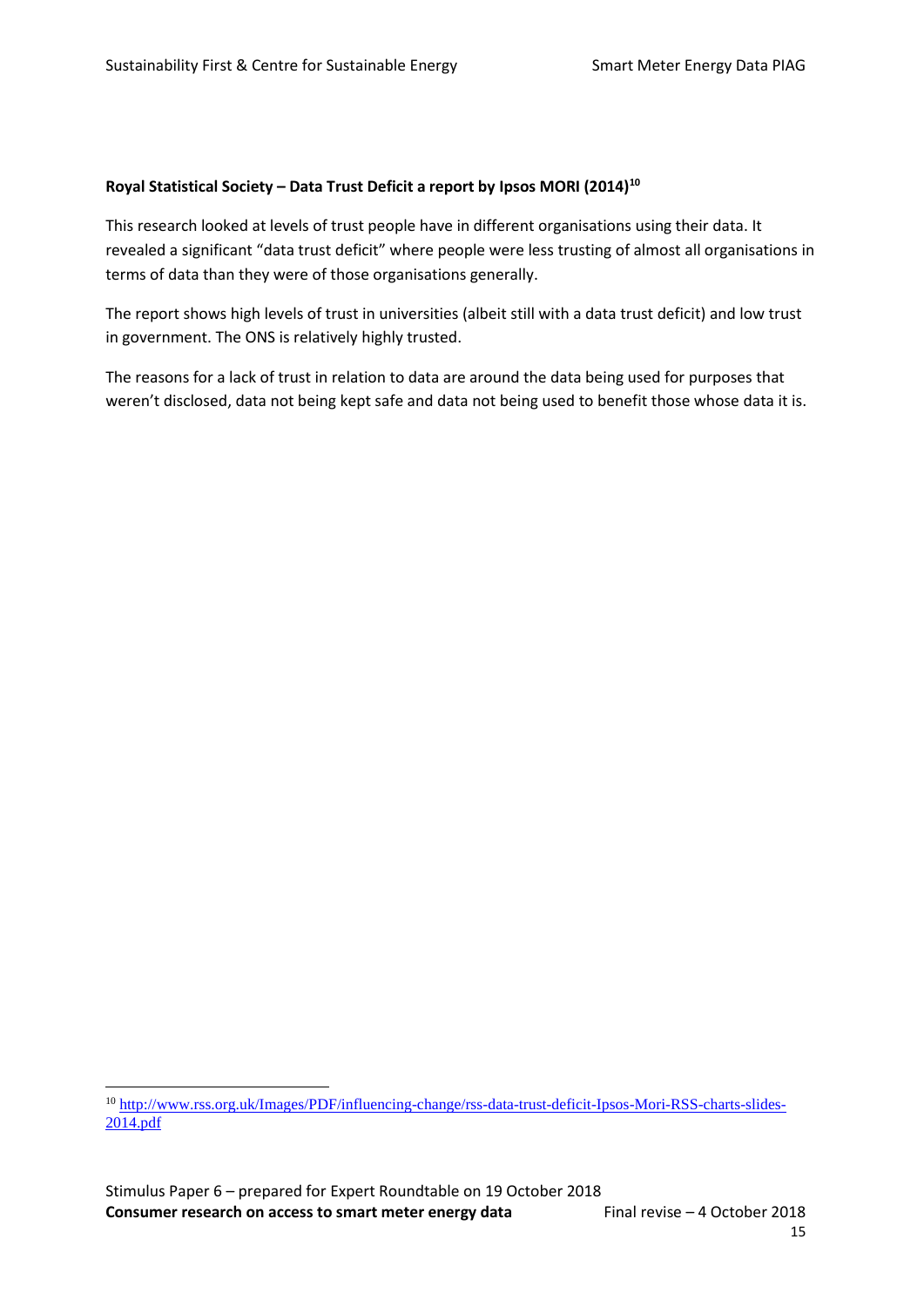**Royal Statistical Society – Data Trust Deficit a report by Ipsos MORI (2014)[10]**

This research looked at levels of trust people have in different organisations using their data. It revealed a significant "data trust deficit" where people were less trusting of almost all organisations in terms of data than they were of those organisations generally.

The report shows high levels of trust in universities (albeit still with a data trust deficit) and low trust in government. The ONS is relatively highly trusted.

The reasons for a lack of trust in relation to data are around the data being used for purposes that weren't disclosed, data not being kept safe and data not being used to benefit those whose data it is.

[10] http://www.rss.org.uk/Images/PDF/influencing-change/rss-data-trust-deficit-Ipsos-Mori-RSS-charts-slides-2014.pdf